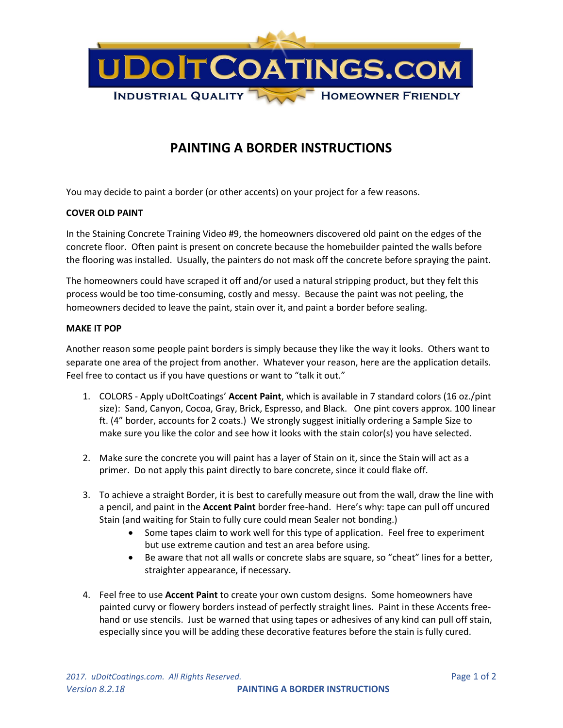# uDoItCoatings.com

INDUSTRIAL QUALITY — HOMEOWNER FRIENDLY

## PAINTING A BORDER INSTRUCTIONS

You may decide to paint a border (or other accents) on your project for a few reasons.

### COVER OLD PAINT

In the Staining Concrete Training Video #9, the homeowners discovered old paint on the edges of the concrete floor. Often paint is present on concrete because the homebuilder painted the walls before the flooring was installed. Usually, the painters do not mask off the concrete before spraying the paint.

The homeowners could have scraped it off and/or used a natural stripping product, but they felt this process would be too time-consuming, costly and messy. Because the paint was not peeling, the homeowners decided to leave the paint, stain over it, and paint a border before sealing.

### MAKE IT POP

Another reason some people paint borders is simply because they like the way it looks. Others want to separate one area of the project from another. Whatever your reason, here are the application details. Feel free to contact us if you have questions or want to "talk it out."

1. COLORS - Apply uDoItCoatings' **Accent Paint**, which is available in 7 standard colors (16 oz./pint size): Sand, Canyon, Cocoa, Gray, Brick, Espresso, and Black. One pint covers approx. 100 linear ft. (4" border, accounts for 2 coats.) We strongly suggest initially ordering a Sample Size to make sure you like the color and see how it looks with the stain color(s) you have selected.

2. Make sure the concrete you will paint has a layer of Stain on it, since the Stain will act as a primer. Do not apply this paint directly to bare concrete, since it could flake off.

3. To achieve a straight Border, it is best to carefully measure out from the wall, draw the line with a pencil, and paint in the **Accent Paint** border free-hand. Here's why: tape can pull off uncured Stain (and waiting for Stain to fully cure could mean Sealer not bonding.)
   - Some tapes claim to work well for this type of application. Feel free to experiment but use extreme caution and test an area before using.
   - Be aware that not all walls or concrete slabs are square, so "cheat" lines for a better, straighter appearance, if necessary.

4. Feel free to use **Accent Paint** to create your own custom designs. Some homeowners have painted curvy or flowery borders instead of perfectly straight lines. Paint in these Accents free-hand or use stencils. Just be warned that using tapes or adhesives of any kind can pull off stain, especially since you will be adding these decorative features before the stain is fully cured.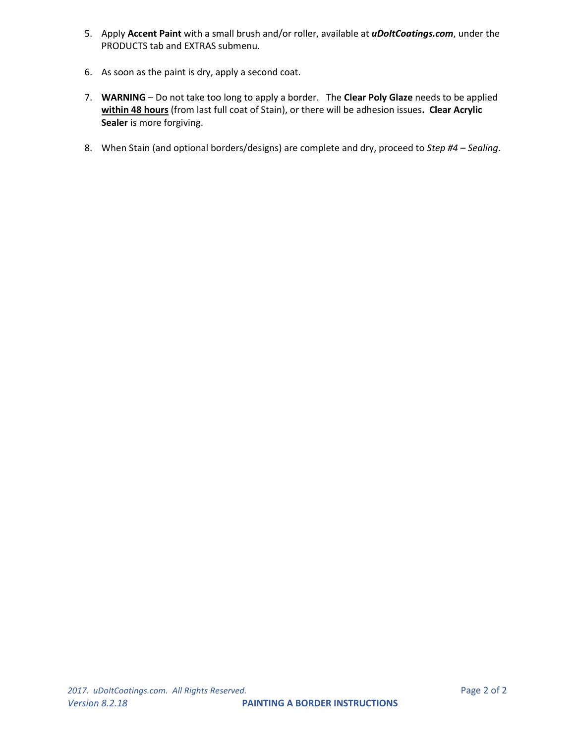5. Apply **Accent Paint** with a small brush and/or roller, available at ***uDoItCoatings.com***, under the PRODUCTS tab and EXTRAS submenu.

6. As soon as the paint is dry, apply a second coat.

7. **WARNING** – Do not take too long to apply a border. The **Clear Poly Glaze** needs to be applied <u>**within 48 hours**</u> (from last full coat of Stain), or there will be adhesion issues**. Clear Acrylic Sealer** is more forgiving.

8. When Stain (and optional borders/designs) are complete and dry, proceed to *Step #4 – Sealing*.